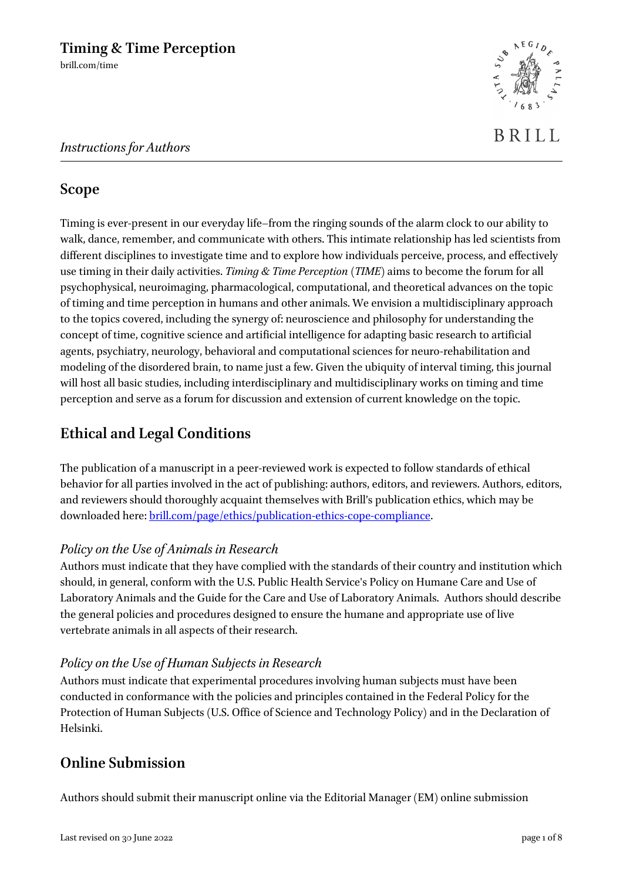# Timing & Time Perception

brill.com/time

*Instructions for Authors*

## Scope

Timing is ever-present in our everyday life–from the ringing sounds of the alarm clock to our ability to walk, dance, remember, and communicate with others. This intimate relationship has led scientists from different disciplines to investigate time and to explore how individuals perceive, process, and effectively use timing in their daily activities. *Timing & Time Perception* (*TIME*) aims to become the forum for all psychophysical, neuroimaging, pharmacological, computational, and theoretical advances on the topic of timing and time perception in humans and other animals. We envision a multidisciplinary approach to the topics covered, including the synergy of: neuroscience and philosophy for understanding the concept of time, cognitive science and artificial intelligence for adapting basic research to artificial agents, psychiatry, neurology, behavioral and computational sciences for neuro-rehabilitation and modeling of the disordered brain, to name just a few. Given the ubiquity of interval timing, this journal will host all basic studies, including interdisciplinary and multidisciplinary works on timing and time perception and serve as a forum for discussion and extension of current knowledge on the topic.

## Ethical and Legal Conditions

The publication of a manuscript in a peer-reviewed work is expected to follow standards of ethical behavior for all parties involved in the act of publishing: authors, editors, and reviewers. Authors, editors, and reviewers should thoroughly acquaint themselves with Brill's publication ethics, which may be downloaded here: [brill.com/page/ethics/publication-ethics-cope-compliance](brill.com/page/ethics/publication-ethics-cope-compliance).

### *Policy on the Use of Animals in Research*

Authors must indicate that they have complied with the standards of their country and institution which should, in general, conform with the U.S. Public Health Service's Policy on Humane Care and Use of Laboratory Animals and the Guide for the Care and Use of Laboratory Animals. Authors should describe the general policies and procedures designed to ensure the humane and appropriate use of live vertebrate animals in all aspects of their research.

### *Policy on the Use of Human Subjects in Research*

Authors must indicate that experimental procedures involving human subjects must have been conducted in conformance with the policies and principles contained in the Federal Policy for the Protection of Human Subjects (U.S. Office of Science and Technology Policy) and in the Declaration of Helsinki.

## Online Submission

Authors should submit their manuscript online via the Editorial Manager (EM) online submission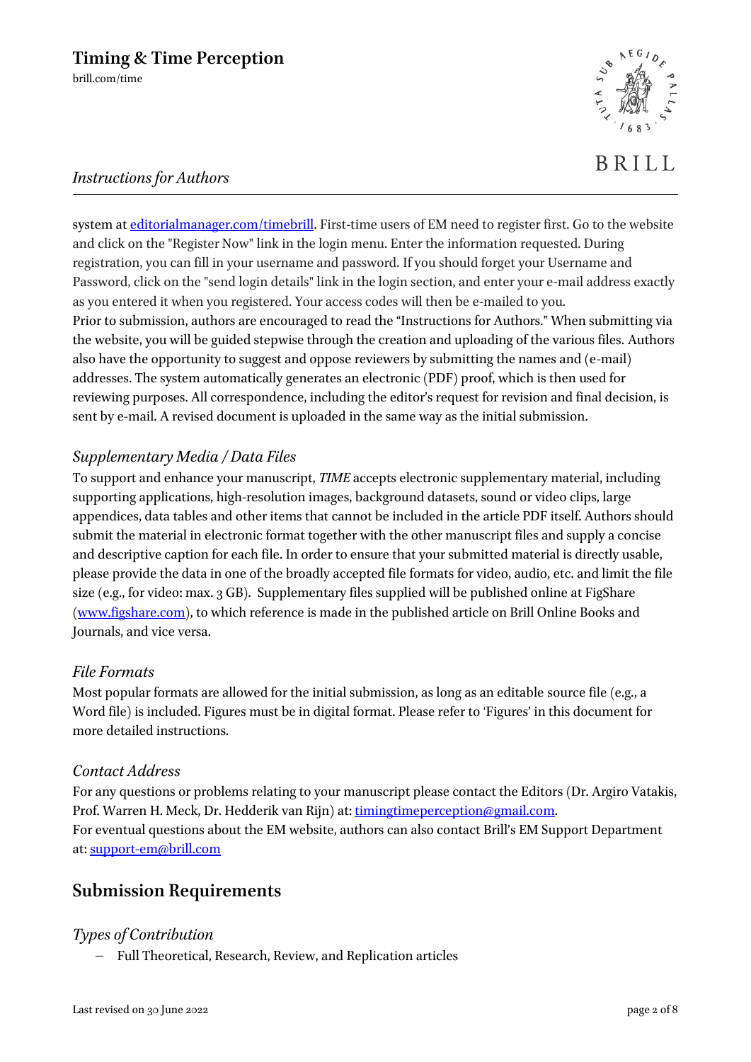system at [editorialmanager.com/timebrill](editorialmanager.com/timebrill). First-time users of EM need to register first. Go to the website and click on the "Register Now" link in the login menu. Enter the information requested. During registration, you can fill in your username and password. If you should forget your Username and Password, click on the "send login details" link in the login section, and enter your e-mail address exactly as you entered it when you registered. Your access codes will then be e-mailed to you.
Prior to submission, authors are encouraged to read the "Instructions for Authors." When submitting via the website, you will be guided stepwise through the creation and uploading of the various files. Authors also have the opportunity to suggest and oppose reviewers by submitting the names and (e-mail) addresses. The system automatically generates an electronic (PDF) proof, which is then used for reviewing purposes. All correspondence, including the editor's request for revision and final decision, is sent by e-mail. A revised document is uploaded in the same way as the initial submission.

### *Supplementary Media / Data Files*

To support and enhance your manuscript, *TIME* accepts electronic supplementary material, including supporting applications, high-resolution images, background datasets, sound or video clips, large appendices, data tables and other items that cannot be included in the article PDF itself. Authors should submit the material in electronic format together with the other manuscript files and supply a concise and descriptive caption for each file. In order to ensure that your submitted material is directly usable, please provide the data in one of the broadly accepted file formats for video, audio, etc. and limit the file size (e.g., for video: max. 3 GB). Supplementary files supplied will be published online at FigShare ([www.figshare.com](www.figshare.com)), to which reference is made in the published article on Brill Online Books and Journals, and vice versa.

### *File Formats*

Most popular formats are allowed for the initial submission, as long as an editable source file (e.g., a Word file) is included. Figures must be in digital format. Please refer to 'Figures' in this document for more detailed instructions.

### *Contact Address*

For any questions or problems relating to your manuscript please contact the Editors (Dr. Argiro Vatakis, Prof. Warren H. Meck, Dr. Hedderik van Rijn) at: [timingtimeperception@gmail.com](mailto:timingtimeperception@gmail.com).
For eventual questions about the EM website, authors can also contact Brill's EM Support Department at: [support-em@brill.com](mailto:support-em@brill.com)

## Submission Requirements

### *Types of Contribution*

- Full Theoretical, Research, Review, and Replication articles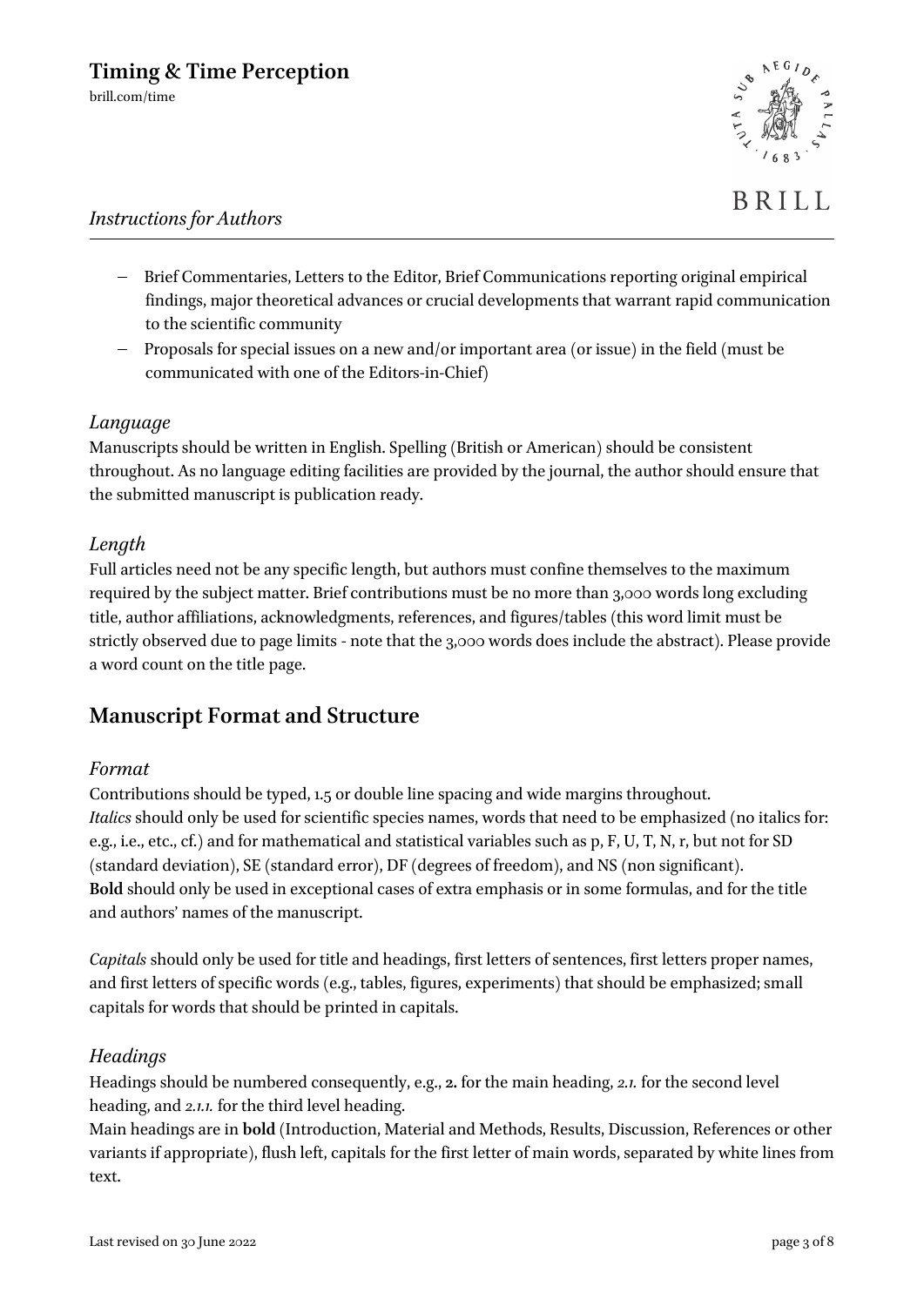- Brief Commentaries, Letters to the Editor, Brief Communications reporting original empirical findings, major theoretical advances or crucial developments that warrant rapid communication to the scientific community
- Proposals for special issues on a new and/or important area (or issue) in the field (must be communicated with one of the Editors-in-Chief)

### *Language*

Manuscripts should be written in English. Spelling (British or American) should be consistent throughout. As no language editing facilities are provided by the journal, the author should ensure that the submitted manuscript is publication ready.

### *Length*

Full articles need not be any specific length, but authors must confine themselves to the maximum required by the subject matter. Brief contributions must be no more than 3,000 words long excluding title, author affiliations, acknowledgments, references, and figures/tables (this word limit must be strictly observed due to page limits - note that the 3,000 words does include the abstract). Please provide a word count on the title page.

## Manuscript Format and Structure

### *Format*

Contributions should be typed, 1.5 or double line spacing and wide margins throughout.
*Italics* should only be used for scientific species names, words that need to be emphasized (no italics for: e.g., i.e., etc., cf.) and for mathematical and statistical variables such as p, F, U, T, N, r, but not for SD (standard deviation), SE (standard error), DF (degrees of freedom), and NS (non significant).
**Bold** should only be used in exceptional cases of extra emphasis or in some formulas, and for the title and authors' names of the manuscript.

*Capitals* should only be used for title and headings, first letters of sentences, first letters proper names, and first letters of specific words (e.g., tables, figures, experiments) that should be emphasized; small capitals for words that should be printed in capitals.

### *Headings*

Headings should be numbered consequently, e.g., **2.** for the main heading, *2.1.* for the second level heading, and *2.1.1.* for the third level heading.
Main headings are in **bold** (Introduction, Material and Methods, Results, Discussion, References or other variants if appropriate), flush left, capitals for the first letter of main words, separated by white lines from text.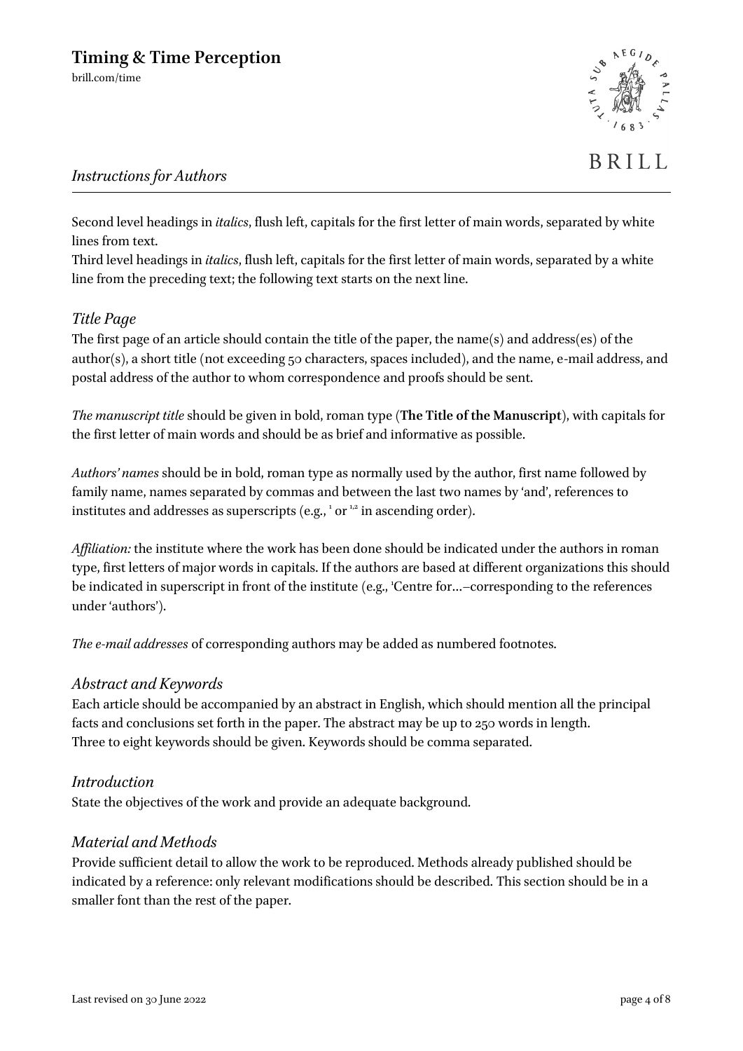Second level headings in *italics*, flush left, capitals for the first letter of main words, separated by white lines from text.
Third level headings in *italics*, flush left, capitals for the first letter of main words, separated by a white line from the preceding text; the following text starts on the next line.

## *Title Page*

The first page of an article should contain the title of the paper, the name(s) and address(es) of the author(s), a short title (not exceeding 50 characters, spaces included), and the name, e-mail address, and postal address of the author to whom correspondence and proofs should be sent.

*The manuscript title* should be given in bold, roman type (**The Title of the Manuscript**), with capitals for the first letter of main words and should be as brief and informative as possible.

*Authors' names* should be in bold, roman type as normally used by the author, first name followed by family name, names separated by commas and between the last two names by 'and', references to institutes and addresses as superscripts (e.g., [1] or [1,2] in ascending order).

*Affiliation:* the institute where the work has been done should be indicated under the authors in roman type, first letters of major words in capitals. If the authors are based at different organizations this should be indicated in superscript in front of the institute (e.g., [1]Centre for…–corresponding to the references under 'authors').

*The e-mail addresses* of corresponding authors may be added as numbered footnotes.

## *Abstract and Keywords*

Each article should be accompanied by an abstract in English, which should mention all the principal facts and conclusions set forth in the paper. The abstract may be up to 250 words in length.
Three to eight keywords should be given. Keywords should be comma separated.

## *Introduction*

State the objectives of the work and provide an adequate background.

## *Material and Methods*

Provide sufficient detail to allow the work to be reproduced. Methods already published should be indicated by a reference: only relevant modifications should be described. This section should be in a smaller font than the rest of the paper.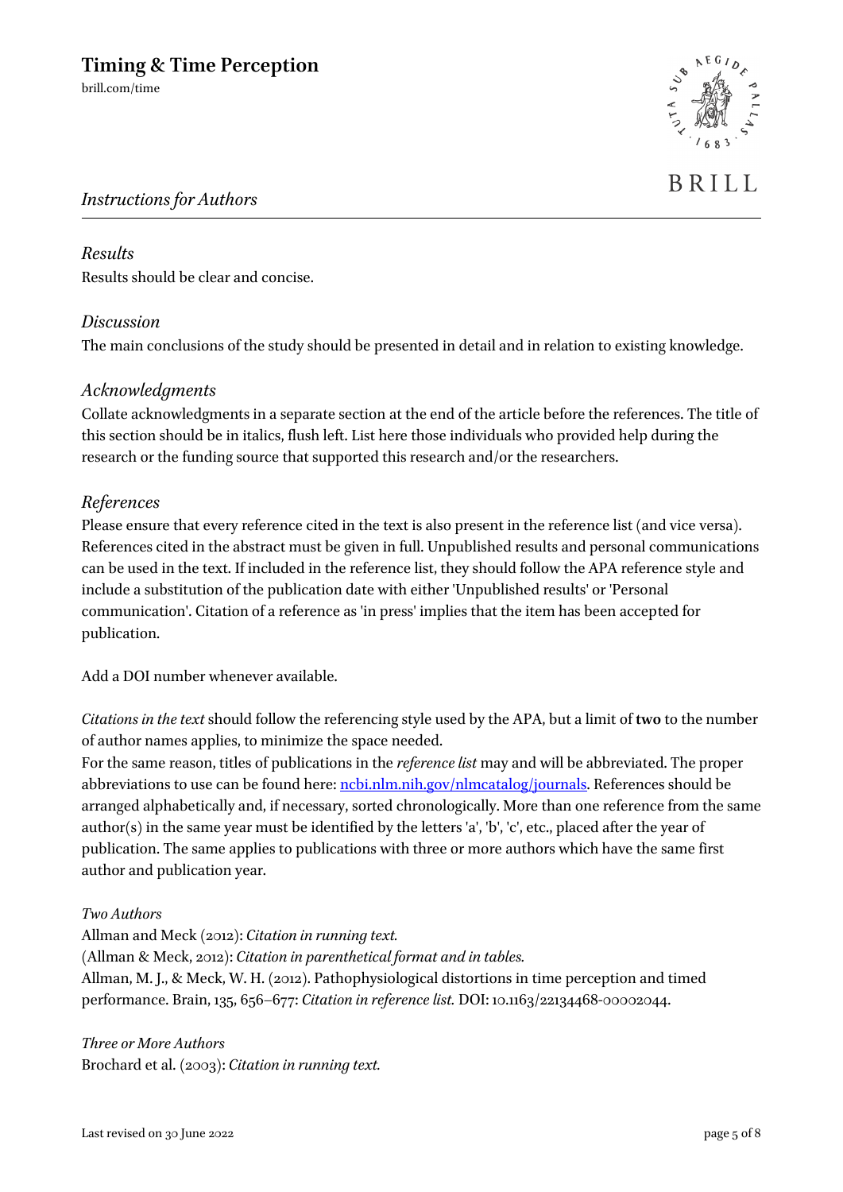### *Results*

Results should be clear and concise.

### *Discussion*

The main conclusions of the study should be presented in detail and in relation to existing knowledge.

### *Acknowledgments*

Collate acknowledgments in a separate section at the end of the article before the references. The title of this section should be in italics, flush left. List here those individuals who provided help during the research or the funding source that supported this research and/or the researchers.

### *References*

Please ensure that every reference cited in the text is also present in the reference list (and vice versa). References cited in the abstract must be given in full. Unpublished results and personal communications can be used in the text. If included in the reference list, they should follow the APA reference style and include a substitution of the publication date with either 'Unpublished results' or 'Personal communication'. Citation of a reference as 'in press' implies that the item has been accepted for publication.

Add a DOI number whenever available.

*Citations in the text* should follow the referencing style used by the APA, but a limit of **two** to the number of author names applies, to minimize the space needed.
For the same reason, titles of publications in the *reference list* may and will be abbreviated. The proper abbreviations to use can be found here: [ncbi.nlm.nih.gov/nlmcatalog/journals](ncbi.nlm.nih.gov/nlmcatalog/journals). References should be arranged alphabetically and, if necessary, sorted chronologically. More than one reference from the same author(s) in the same year must be identified by the letters 'a', 'b', 'c', etc., placed after the year of publication. The same applies to publications with three or more authors which have the same first author and publication year.

*Two Authors*
Allman and Meck (2012): *Citation in running text.*
(Allman & Meck, 2012): *Citation in parenthetical format and in tables.*
Allman, M. J., & Meck, W. H. (2012). Pathophysiological distortions in time perception and timed performance. Brain, 135, 656–677: *Citation in reference list.* DOI: 10.1163/22134468-00002044.

*Three or More Authors*
Brochard et al. (2003): *Citation in running text.*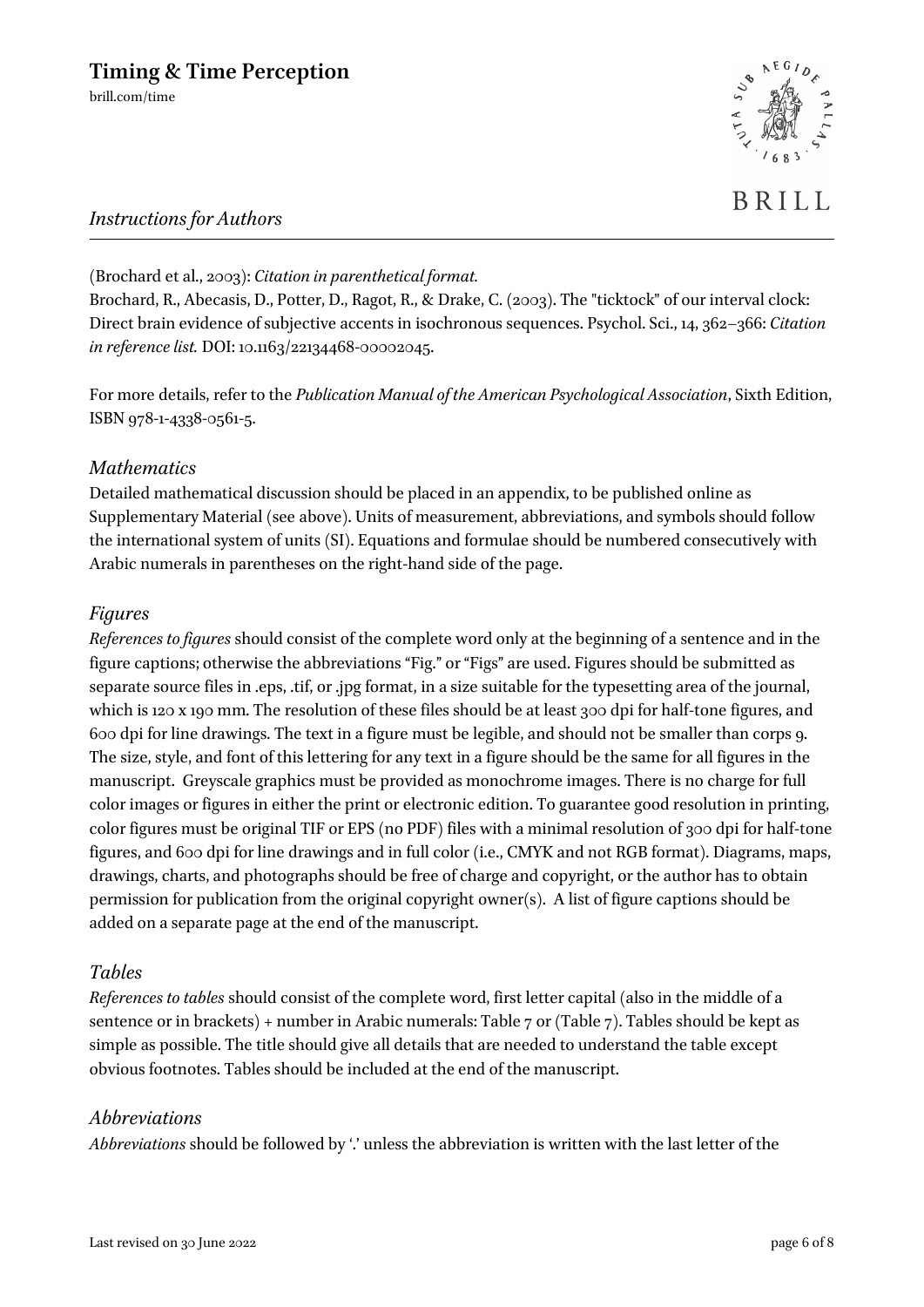(Brochard et al., 2003): *Citation in parenthetical format.*

Brochard, R., Abecasis, D., Potter, D., Ragot, R., & Drake, C. (2003). The "ticktock" of our interval clock: Direct brain evidence of subjective accents in isochronous sequences. Psychol. Sci., 14, 362–366: *Citation in reference list.* DOI: 10.1163/22134468-00002045.

For more details, refer to the *Publication Manual of the American Psychological Association*, Sixth Edition, ISBN 978-1-4338-0561-5.

## *Mathematics*

Detailed mathematical discussion should be placed in an appendix, to be published online as Supplementary Material (see above). Units of measurement, abbreviations, and symbols should follow the international system of units (SI). Equations and formulae should be numbered consecutively with Arabic numerals in parentheses on the right-hand side of the page.

## *Figures*

*References to figures* should consist of the complete word only at the beginning of a sentence and in the figure captions; otherwise the abbreviations "Fig." or "Figs" are used. Figures should be submitted as separate source files in .eps, .tif, or .jpg format, in a size suitable for the typesetting area of the journal, which is 120 x 190 mm. The resolution of these files should be at least 300 dpi for half-tone figures, and 600 dpi for line drawings. The text in a figure must be legible, and should not be smaller than corps 9. The size, style, and font of this lettering for any text in a figure should be the same for all figures in the manuscript. Greyscale graphics must be provided as monochrome images. There is no charge for full color images or figures in either the print or electronic edition. To guarantee good resolution in printing, color figures must be original TIF or EPS (no PDF) files with a minimal resolution of 300 dpi for half-tone figures, and 600 dpi for line drawings and in full color (i.e., CMYK and not RGB format). Diagrams, maps, drawings, charts, and photographs should be free of charge and copyright, or the author has to obtain permission for publication from the original copyright owner(s). A list of figure captions should be added on a separate page at the end of the manuscript.

## *Tables*

*References to tables* should consist of the complete word, first letter capital (also in the middle of a sentence or in brackets) + number in Arabic numerals: Table 7 or (Table 7). Tables should be kept as simple as possible. The title should give all details that are needed to understand the table except obvious footnotes. Tables should be included at the end of the manuscript.

## *Abbreviations*

*Abbreviations* should be followed by '.' unless the abbreviation is written with the last letter of the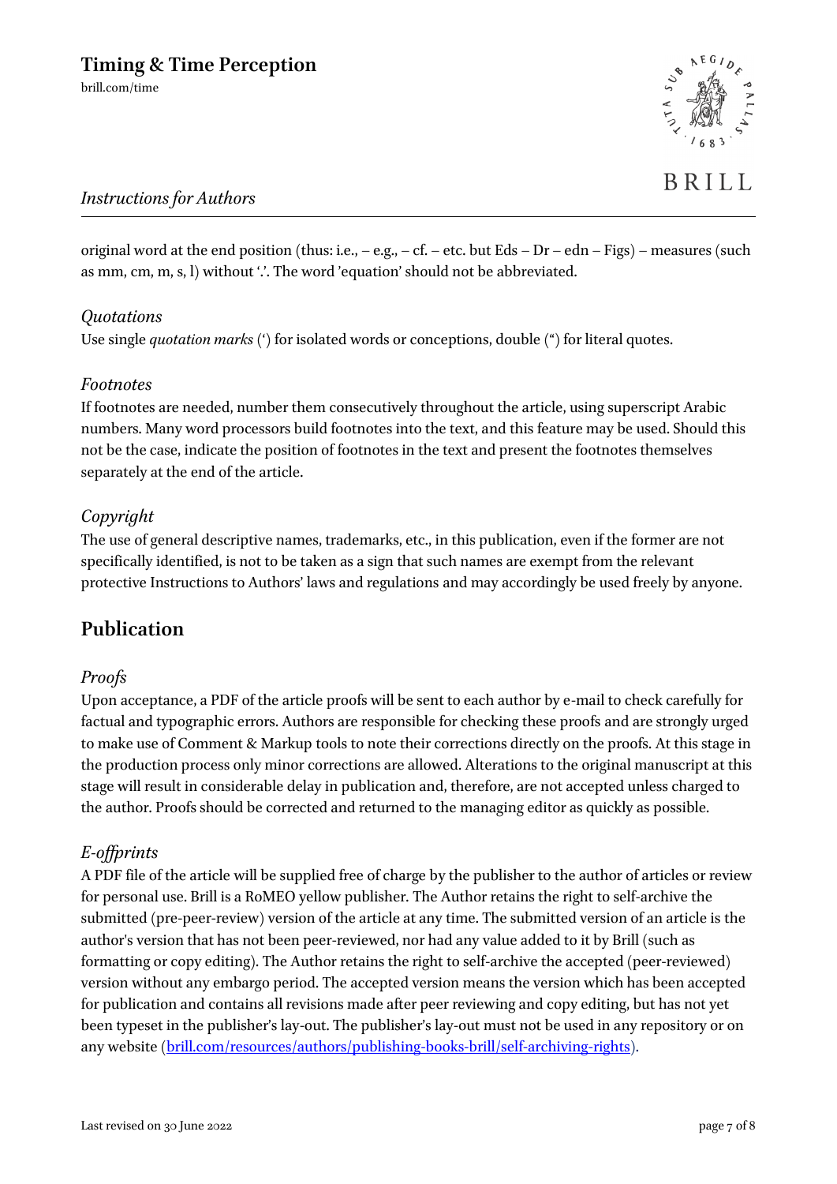original word at the end position (thus: i.e., – e.g., – cf. – etc. but Eds – Dr – edn – Figs) – measures (such as mm, cm, m, s, l) without '.'. The word 'equation' should not be abbreviated.

### *Quotations*

Use single *quotation marks* (') for isolated words or conceptions, double (") for literal quotes.

### *Footnotes*

If footnotes are needed, number them consecutively throughout the article, using superscript Arabic numbers. Many word processors build footnotes into the text, and this feature may be used. Should this not be the case, indicate the position of footnotes in the text and present the footnotes themselves separately at the end of the article.

### *Copyright*

The use of general descriptive names, trademarks, etc., in this publication, even if the former are not specifically identified, is not to be taken as a sign that such names are exempt from the relevant protective Instructions to Authors' laws and regulations and may accordingly be used freely by anyone.

## Publication

### *Proofs*

Upon acceptance, a PDF of the article proofs will be sent to each author by e-mail to check carefully for factual and typographic errors. Authors are responsible for checking these proofs and are strongly urged to make use of Comment & Markup tools to note their corrections directly on the proofs. At this stage in the production process only minor corrections are allowed. Alterations to the original manuscript at this stage will result in considerable delay in publication and, therefore, are not accepted unless charged to the author. Proofs should be corrected and returned to the managing editor as quickly as possible.

### *E-offprints*

A PDF file of the article will be supplied free of charge by the publisher to the author of articles or review for personal use. Brill is a RoMEO yellow publisher. The Author retains the right to self-archive the submitted (pre-peer-review) version of the article at any time. The submitted version of an article is the author's version that has not been peer-reviewed, nor had any value added to it by Brill (such as formatting or copy editing). The Author retains the right to self-archive the accepted (peer-reviewed) version without any embargo period. The accepted version means the version which has been accepted for publication and contains all revisions made after peer reviewing and copy editing, but has not yet been typeset in the publisher's lay-out. The publisher's lay-out must not be used in any repository or on any website (brill.com/resources/authors/publishing-books-brill/self-archiving-rights).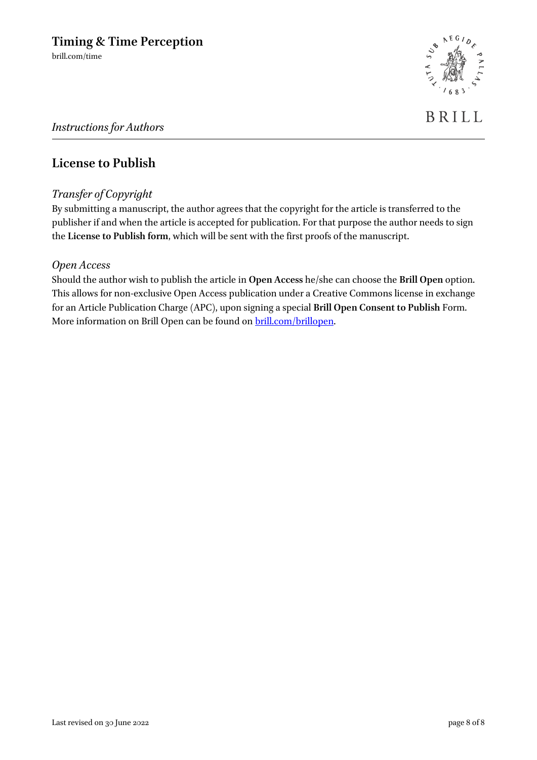## License to Publish

### *Transfer of Copyright*

By submitting a manuscript, the author agrees that the copyright for the article is transferred to the publisher if and when the article is accepted for publication. For that purpose the author needs to sign the **License to Publish form**, which will be sent with the first proofs of the manuscript.

### *Open Access*

Should the author wish to publish the article in **Open Access** he/she can choose the **Brill Open** option. This allows for non-exclusive Open Access publication under a Creative Commons license in exchange for an Article Publication Charge (APC), upon signing a special **Brill Open Consent to Publish** Form. More information on Brill Open can be found on brill.com/brillopen.